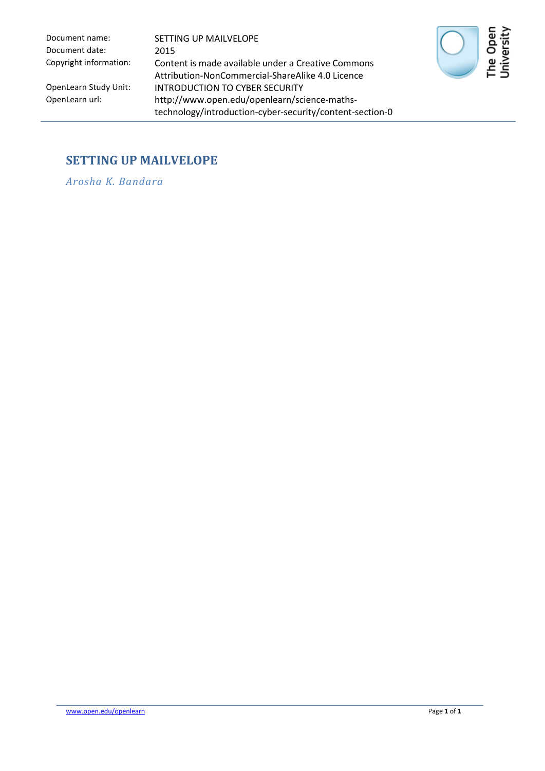| Document name: | SETTING UP MAILVELOPE |
| --- | --- |
| Document date: | 2015 |
| Copyright information: | Content is made available under a Creative Commons Attribution-NonCommercial-ShareAlike 4.0 Licence |
| OpenLearn Study Unit: | INTRODUCTION TO CYBER SECURITY |
| OpenLearn url: | http://www.open.edu/openlearn/science-maths-technology/introduction-cyber-security/content-section-0 |

# SETTING UP MAILVELOPE

*Arosha K. Bandara*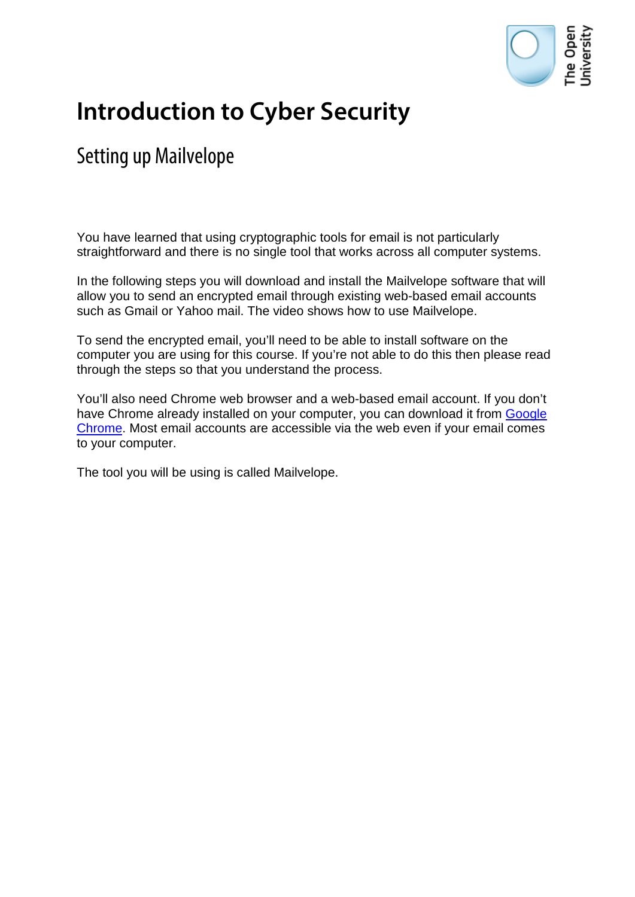# Introduction to Cyber Security

## Setting up Mailvelope

You have learned that using cryptographic tools for email is not particularly straightforward and there is no single tool that works across all computer systems.

In the following steps you will download and install the Mailvelope software that will allow you to send an encrypted email through existing web-based email accounts such as Gmail or Yahoo mail. The video shows how to use Mailvelope.

To send the encrypted email, you'll need to be able to install software on the computer you are using for this course. If you're not able to do this then please read through the steps so that you understand the process.

You'll also need Chrome web browser and a web-based email account. If you don't have Chrome already installed on your computer, you can download it from Google Chrome. Most email accounts are accessible via the web even if your email comes to your computer.

The tool you will be using is called Mailvelope.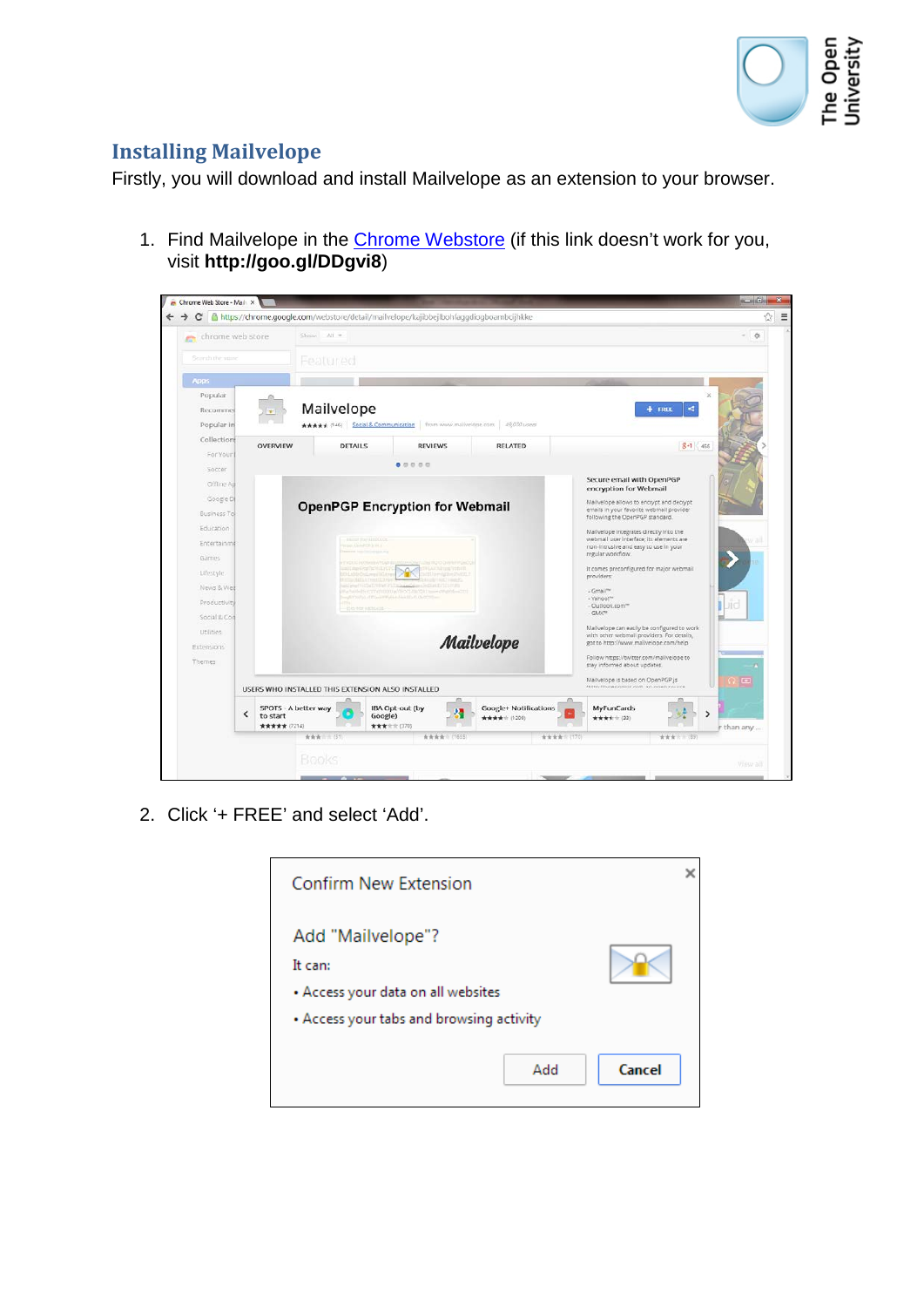## Installing Mailvelope

Firstly, you will download and install Mailvelope as an extension to your browser.

1. Find Mailvelope in the [Chrome Webstore](#) (if this link doesn't work for you, visit **http://goo.gl/DDgvi8**)

2. Click '+ FREE' and select 'Add'.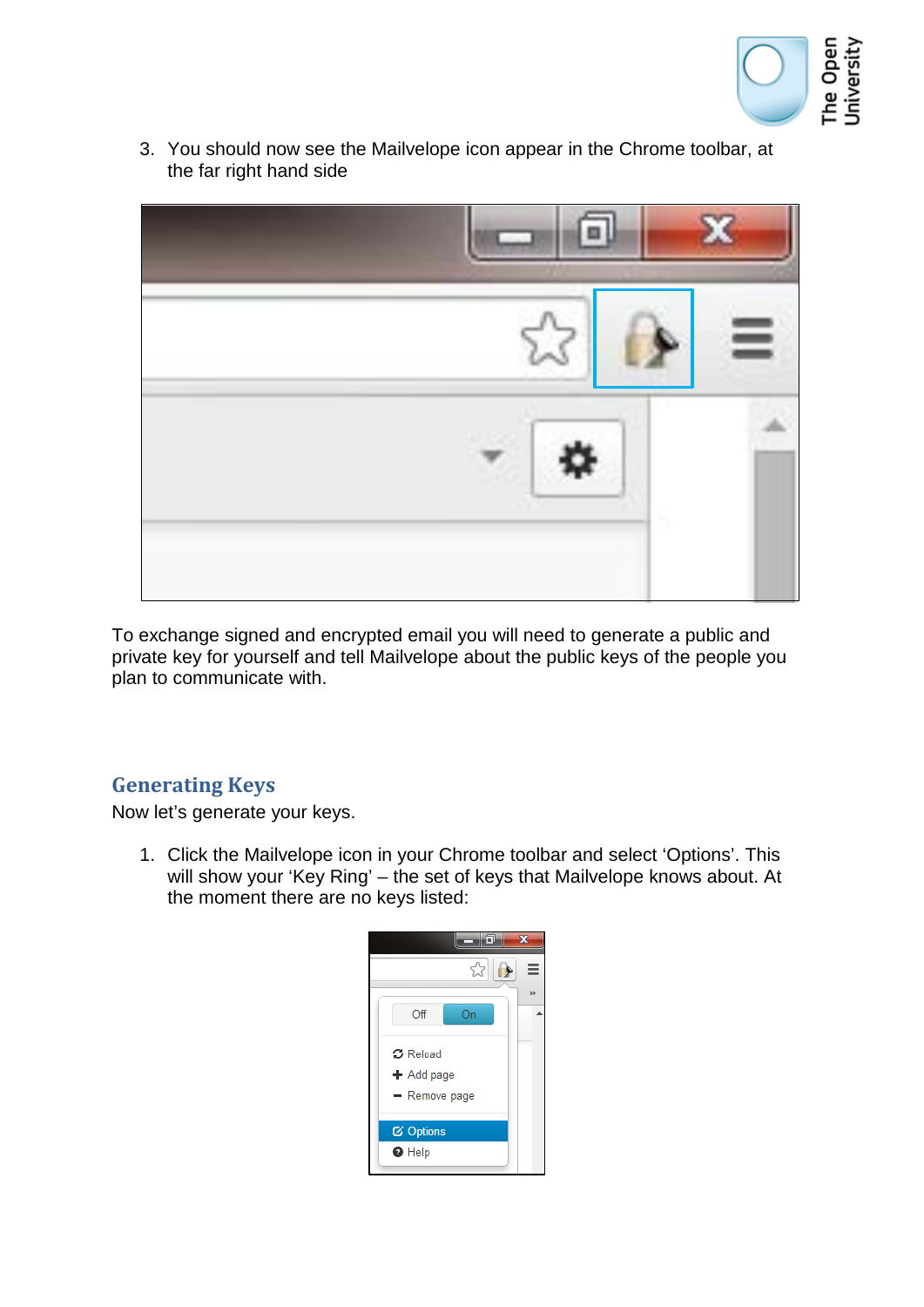3. You should now see the Mailvelope icon appear in the Chrome toolbar, at the far right hand side

To exchange signed and encrypted email you will need to generate a public and private key for yourself and tell Mailvelope about the public keys of the people you plan to communicate with.

## Generating Keys

Now let's generate your keys.

1. Click the Mailvelope icon in your Chrome toolbar and select 'Options'. This will show your 'Key Ring' – the set of keys that Mailvelope knows about. At the moment there are no keys listed: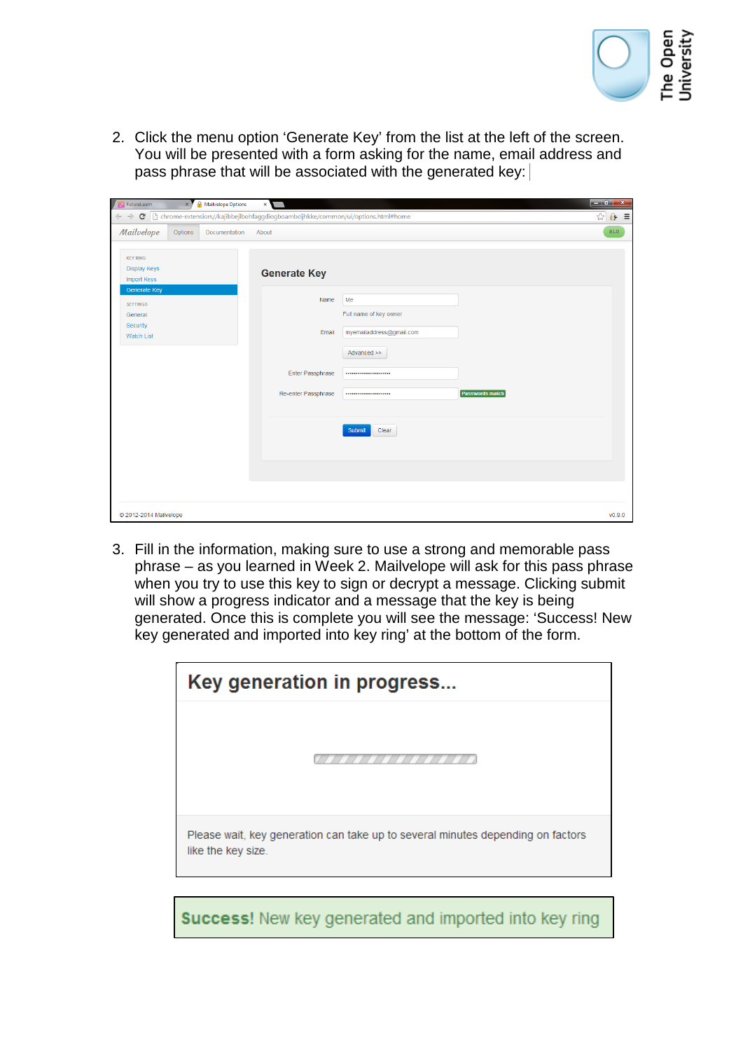2. Click the menu option 'Generate Key' from the list at the left of the screen. You will be presented with a form asking for the name, email address and pass phrase that will be associated with the generated key:

3. Fill in the information, making sure to use a strong and memorable pass phrase – as you learned in Week 2. Mailvelope will ask for this pass phrase when you try to use this key to sign or decrypt a message. Clicking submit will show a progress indicator and a message that the key is being generated. Once this is complete you will see the message: 'Success! New key generated and imported into key ring' at the bottom of the form.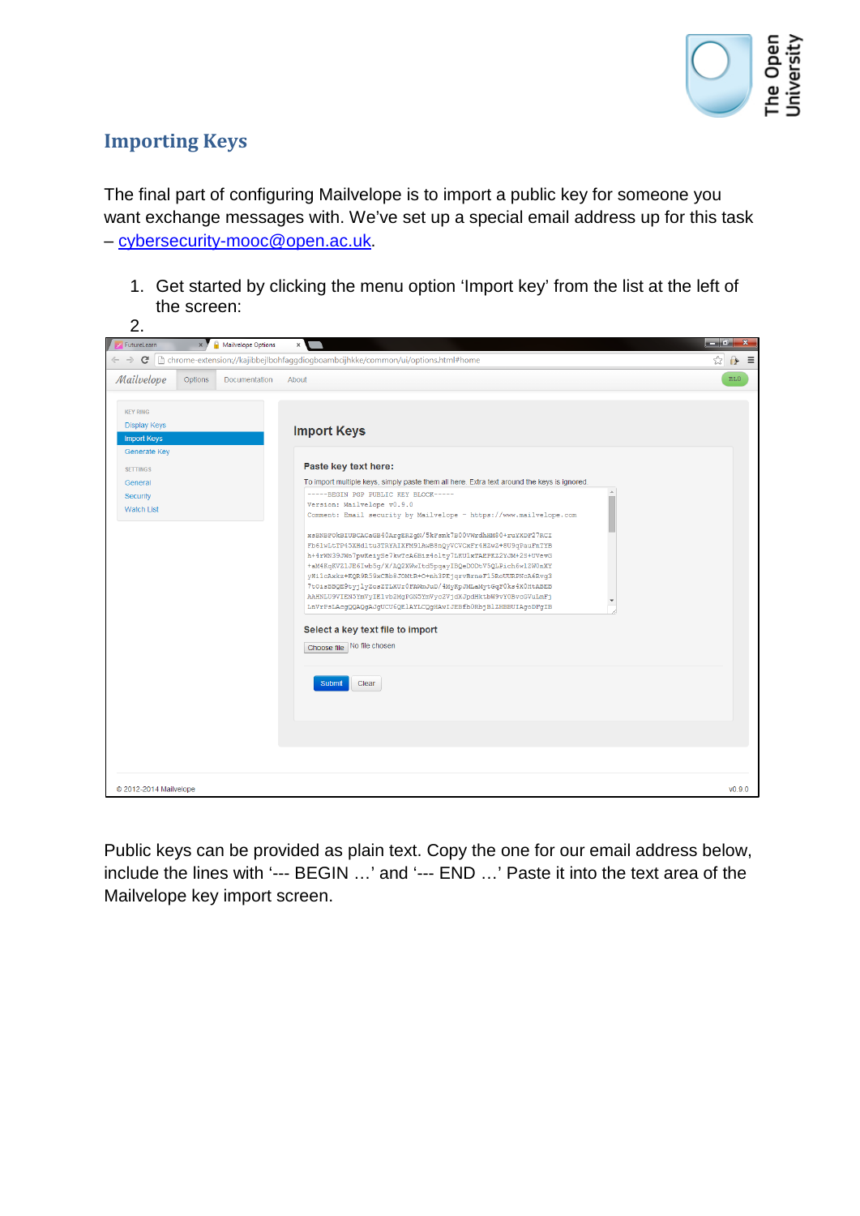## Importing Keys

The final part of configuring Mailvelope is to import a public key for someone you want exchange messages with. We've set up a special email address up for this task – [cybersecurity-mooc@open.ac.uk](mailto:cybersecurity-mooc@open.ac.uk).

1. Get started by clicking the menu option 'Import key' from the list at the left of the screen:
2.

Public keys can be provided as plain text. Copy the one for our email address below, include the lines with '--- BEGIN …' and '--- END …' Paste it into the text area of the Mailvelope key import screen.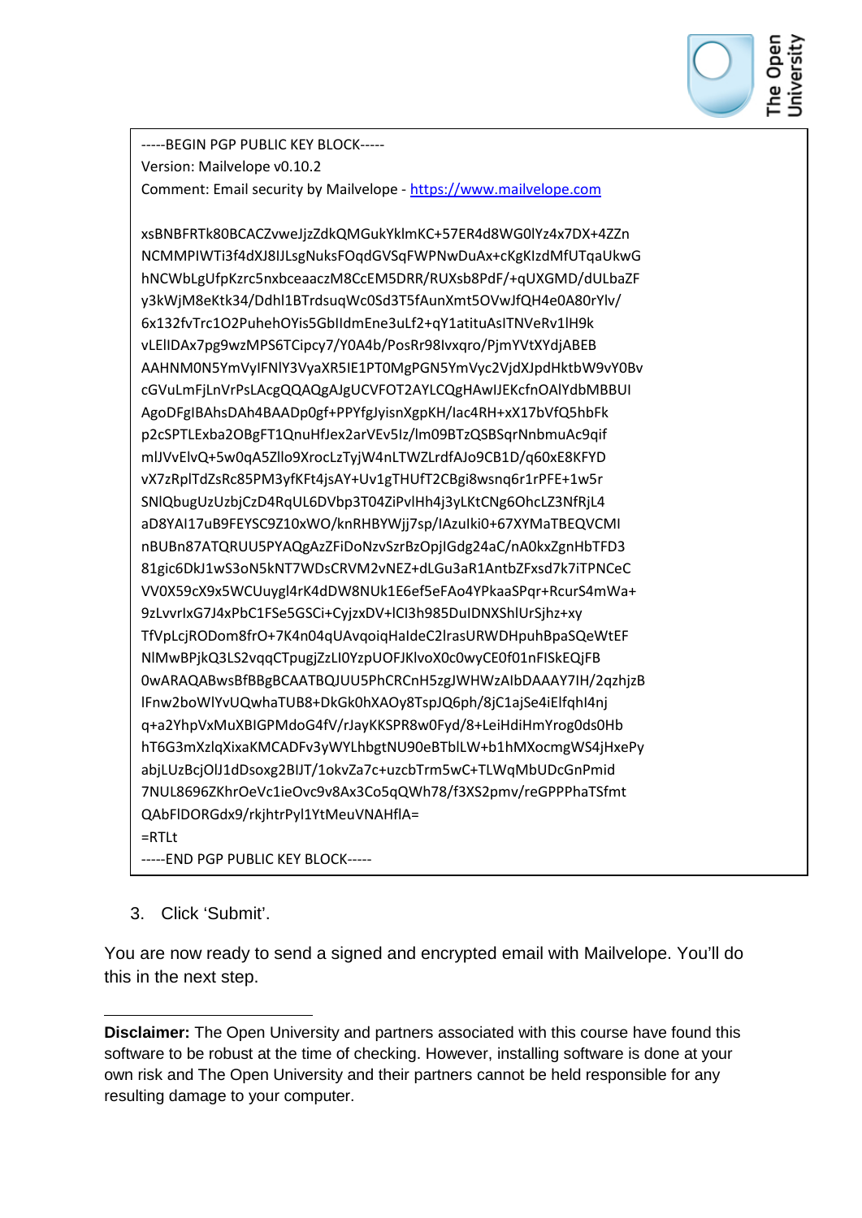```
-----BEGIN PGP PUBLIC KEY BLOCK-----
Version: Mailvelope v0.10.2
Comment: Email security by Mailvelope - https://www.mailvelope.com

xsBNBFRTk80BCACZvweJjzZdkQMGukYklmKC+57ER4d8WG0lYz4x7DX+4ZZn
NCMMPIWTi3f4dXJ8IJLsgNuksFOqdGVSqFWPNwDuAx+cKgKIzdMfUTqaUkwG
hNCWbLgUfpKzrc5nxbceaaczM8CcEM5DRR/RUXsb8PdF/+qUXGMD/dULbaZF
y3kWjM8eKtk34/Ddhl1BTrdsuqWc0Sd3T5fAunXmt5OVwJfQH4e0A80rYlv/
6x132fvTrc1O2PuhehOYis5GbIIdmEne3uLf2+qY1atituAsITNVeRv1lH9k
vLElIDAx7pg9wzMPS6TCipcy7/Y0A4b/PosRr98Ivxqro/PjmYVtXYdjABEB
AAHNM0N5YmVyIFNlY3VyaXR5IE1PT0MgPGN5YmVyc2VjdXJpdHktbW9vY0Bv
cGVuLmFjLnVrPsLAcgQQAQgAJgUCVFOT2AYLCQgHAwIJEKcfnOAlYdbMBBUI
AgoDFgIBAhsDAh4BAADp0gf+PPYfgJyisnXgpKH/Iac4RH+xX17bVfQ5hbFk
p2cSPTLExba2OBgFT1QnuHfJex2arVEv5Iz/lm09BTzQSBSqrNnbmuAc9qif
mlJVvElvQ+5w0qA5Zllo9XrocLzTyjW4nLTWZLrdfAJo9CB1D/q60xE8KFYD
vX7zRplTdZsRc85PM3yfKFt4jsAY+Uv1gTHUfT2CBgi8wsnq6r1rPFE+1w5r
SNlQbugUzUzbjCzD4RqUL6DVbp3T04ZiPvlHh4j3yLKtCNg6OhcLZ3NfRjL4
aD8YAI17uB9FEYSC9Z10xWO/knRHBYWjj7sp/IAzuIki0+67XYMaTBEQVCMI
nBUBn87ATQRUU5PYAQgAzZFiDoNzvSzrBzOpjIGdg24aC/nA0kxZgnHbTFD3
81gic6DkJ1wS3oN5kNT7WDsCRVM2vNEZ+dLGu3aR1AntbZFxsd7k7iTPNCeC
VV0X59cX9x5WCUuygl4rK4dDW8NUk1E6ef5eFAo4YPkaaSPqr+RcurS4mWa+
9zLvvrIxG7J4xPbC1FSe5GSCi+CyjzxDV+lCI3h985DuIDNXShlUrSjhz+xy
TfVpLcjRODom8frO+7K4n04qUAvqoiqHaldeC2lrasURWDHpuhBpaSQeWtEF
NlMwBPjkQ3LS2vqqCTpugjZzLI0YzpUOFJKlvoX0c0wyCE0f01nFISkEQjFB
0wARAQABwsBfBBgBCAATBQJUU5PhCRCnH5zgJWHWzAIbDAAAY7IH/2qzhjzB
lFnw2boWlYvUQwhaTUB8+DkGk0hXAOy8TspJQ6ph/8jC1ajSe4iElfqhl4nj
q+a2YhpVxMuXBIGPMdoG4fV/rJayKKSPR8w0Fyd/8+LeiHdiHmYrog0ds0Hb
hT6G3mXzlqXixaKMCADFv3yWYLhbgtNU90eBTblLW+b1hMXocmgWS4jHxePy
abjLUzBcjOlJ1dDsoxg2BIJT/1okvZa7c+uzcbTrm5wC+TLWqMbUDcGnPmid
7NUL8696ZKhrOeVc1ieOvc9v8Ax3Co5qQWh78/f3XS2pmv/reGPPPhaTSfmt
QAbFlDORGdx9/rkjhtrPyl1YtMeuVNAHflA=
=RTLt
-----END PGP PUBLIC KEY BLOCK-----
```

3. Click 'Submit'.

You are now ready to send a signed and encrypted email with Mailvelope. You'll do this in the next step.

---

**Disclaimer:** The Open University and partners associated with this course have found this software to be robust at the time of checking. However, installing software is done at your own risk and The Open University and their partners cannot be held responsible for any resulting damage to your computer.